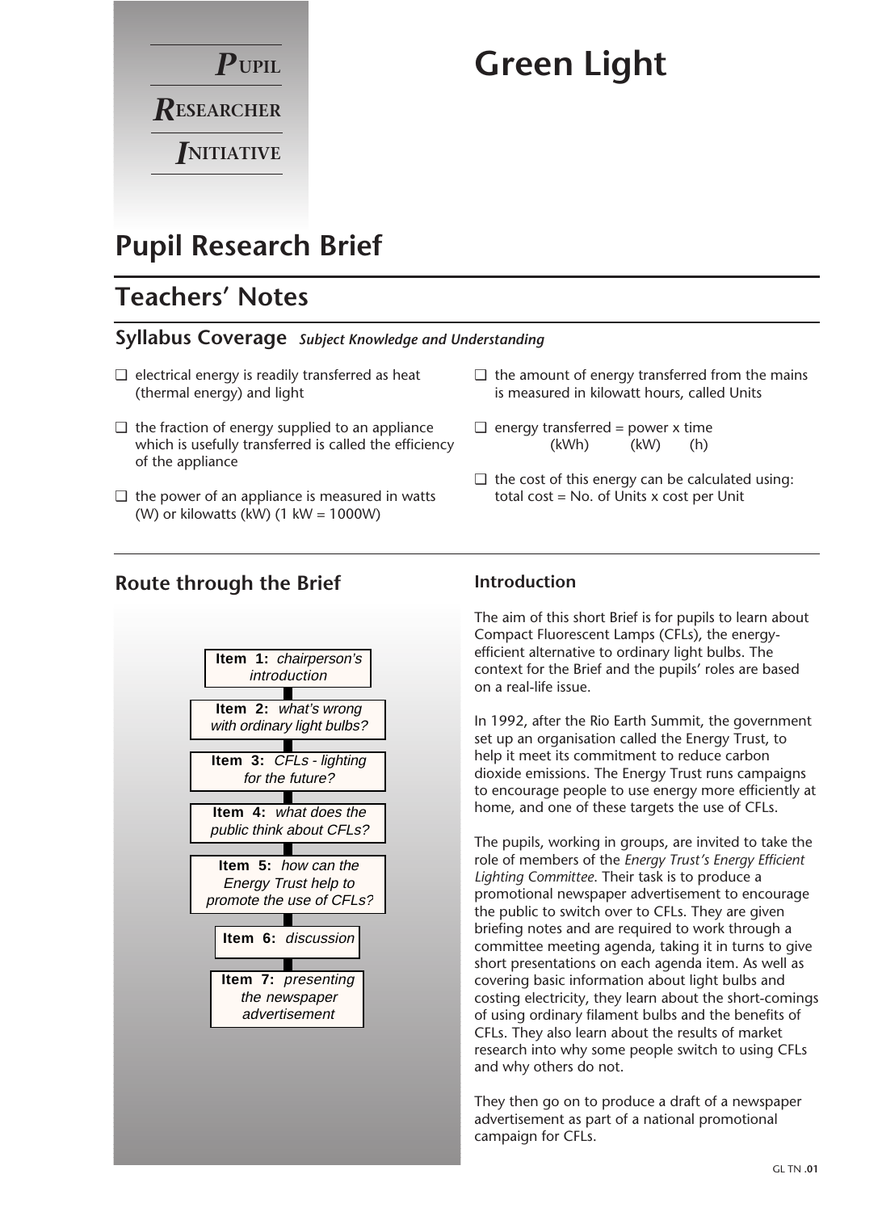**P**UPIL
**R**ESEARCHER
**I**NITIATIVE

# Green Light

## Pupil Research Brief

## Teachers' Notes

### Syllabus Coverage *Subject Knowledge and Understanding*

- ❑ electrical energy is readily transferred as heat (thermal energy) and light
- ❑ the fraction of energy supplied to an appliance which is usefully transferred is called the efficiency of the appliance
- ❑ the power of an appliance is measured in watts (W) or kilowatts (kW) (1 kW = 1000W)
- ❑ the amount of energy transferred from the mains is measured in kilowatt hours, called Units
- ❑ energy transferred = power x time
  (kWh) (kW) (h)
- ❑ the cost of this energy can be calculated using: total cost = No. of Units x cost per Unit

### Route through the Brief

**Item 1:** *chairperson's introduction*

**Item 2:** *what's wrong with ordinary light bulbs?*

**Item 3:** *CFLs - lighting for the future?*

**Item 4:** *what does the public think about CFLs?*

**Item 5:** *how can the Energy Trust help to promote the use of CFLs?*

**Item 6:** *discussion*

**Item 7:** *presenting the newspaper advertisement*

### Introduction

The aim of this short Brief is for pupils to learn about Compact Fluorescent Lamps (CFLs), the energy-efficient alternative to ordinary light bulbs. The context for the Brief and the pupils' roles are based on a real-life issue.

In 1992, after the Rio Earth Summit, the government set up an organisation called the Energy Trust, to help it meet its commitment to reduce carbon dioxide emissions. The Energy Trust runs campaigns to encourage people to use energy more efficiently at home, and one of these targets the use of CFLs.

The pupils, working in groups, are invited to take the role of members of the *Energy Trust's Energy Efficient Lighting Committee*. Their task is to produce a promotional newspaper advertisement to encourage the public to switch over to CFLs. They are given briefing notes and are required to work through a committee meeting agenda, taking it in turns to give short presentations on each agenda item. As well as covering basic information about light bulbs and costing electricity, they learn about the short-comings of using ordinary filament bulbs and the benefits of CFLs. They also learn about the results of market research into why some people switch to using CFLs and why others do not.

They then go on to produce a draft of a newspaper advertisement as part of a national promotional campaign for CFLs.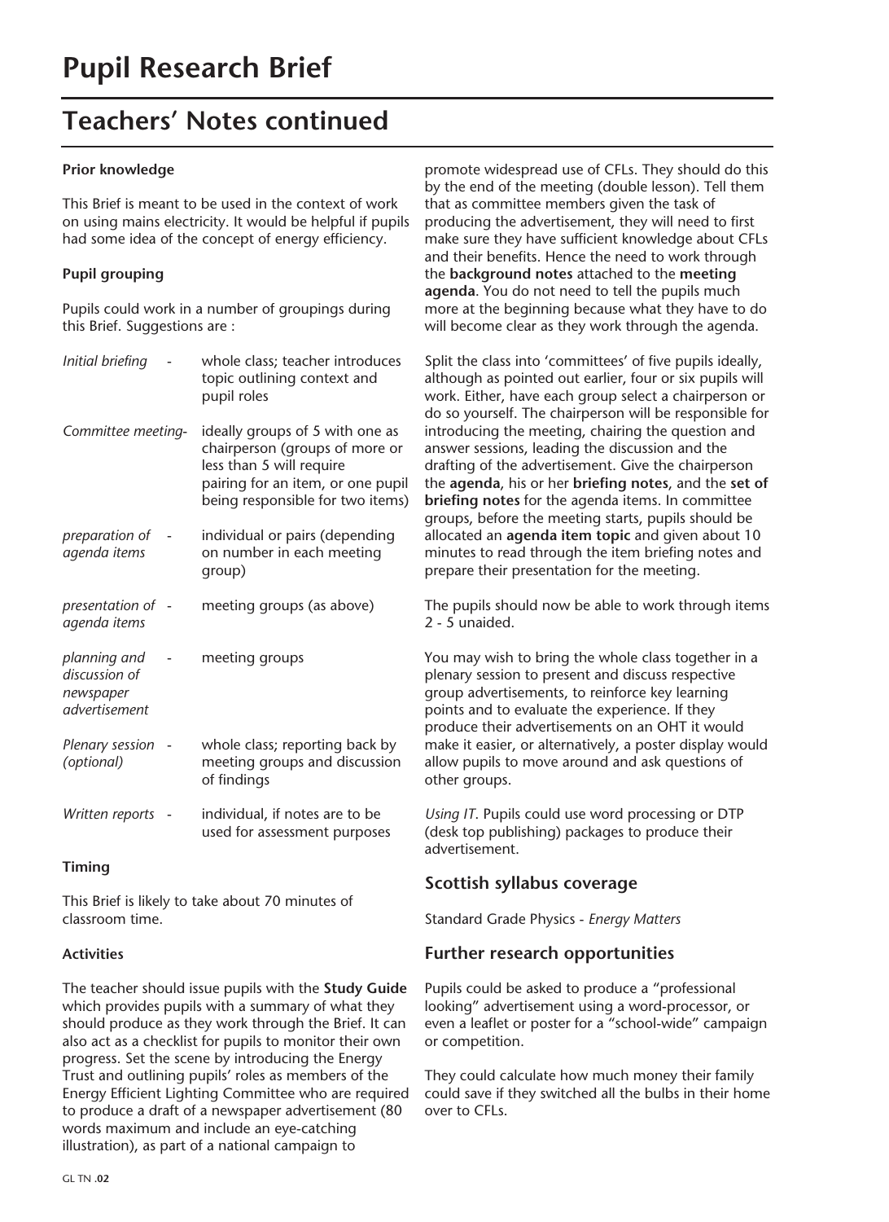# Pupil Research Brief

## Teachers' Notes continued

**Prior knowledge**

This Brief is meant to be used in the context of work on using mains electricity. It would be helpful if pupils had some idea of the concept of energy efficiency.

**Pupil grouping**

Pupils could work in a number of groupings during this Brief. Suggestions are :

| | | |
|---|---|---|
| *Initial briefing* | - | whole class; teacher introduces topic outlining context and pupil roles |
| *Committee meeting* | - | ideally groups of 5 with one as chairperson (groups of more or less than 5 will require pairing for an item, or one pupil being responsible for two items) |
| *preparation of agenda items* | - | individual or pairs (depending on number in each meeting group) |
| *presentation of agenda items* | - | meeting groups (as above) |
| *planning and discussion of newspaper advertisement* | - | meeting groups |
| *Plenary session (optional)* | - | whole class; reporting back by meeting groups and discussion of findings |
| *Written reports* | - | individual, if notes are to be used for assessment purposes |

**Timing**

This Brief is likely to take about 70 minutes of classroom time.

**Activities**

The teacher should issue pupils with the **Study Guide** which provides pupils with a summary of what they should produce as they work through the Brief. It can also act as a checklist for pupils to monitor their own progress. Set the scene by introducing the Energy Trust and outlining pupils' roles as members of the Energy Efficient Lighting Committee who are required to produce a draft of a newspaper advertisement (80 words maximum and include an eye-catching illustration), as part of a national campaign to promote widespread use of CFLs. They should do this by the end of the meeting (double lesson). Tell them that as committee members given the task of producing the advertisement, they will need to first make sure they have sufficient knowledge about CFLs and their benefits. Hence the need to work through the **background notes** attached to the **meeting agenda**. You do not need to tell the pupils much more at the beginning because what they have to do will become clear as they work through the agenda.

Split the class into 'committees' of five pupils ideally, although as pointed out earlier, four or six pupils will work. Either, have each group select a chairperson or do so yourself. The chairperson will be responsible for introducing the meeting, chairing the question and answer sessions, leading the discussion and the drafting of the advertisement. Give the chairperson the **agenda**, his or her **briefing notes**, and the **set of briefing notes** for the agenda items. In committee groups, before the meeting starts, pupils should be allocated an **agenda item topic** and given about 10 minutes to read through the item briefing notes and prepare their presentation for the meeting.

The pupils should now be able to work through items 2 - 5 unaided.

You may wish to bring the whole class together in a plenary session to present and discuss respective group advertisements, to reinforce key learning points and to evaluate the experience. If they produce their advertisements on an OHT it would make it easier, or alternatively, a poster display would allow pupils to move around and ask questions of other groups.

*Using IT*. Pupils could use word processing or DTP (desk top publishing) packages to produce their advertisement.

### Scottish syllabus coverage

Standard Grade Physics - *Energy Matters*

### Further research opportunities

Pupils could be asked to produce a "professional looking" advertisement using a word-processor, or even a leaflet or poster for a "school-wide" campaign or competition.

They could calculate how much money their family could save if they switched all the bulbs in their home over to CFLs.